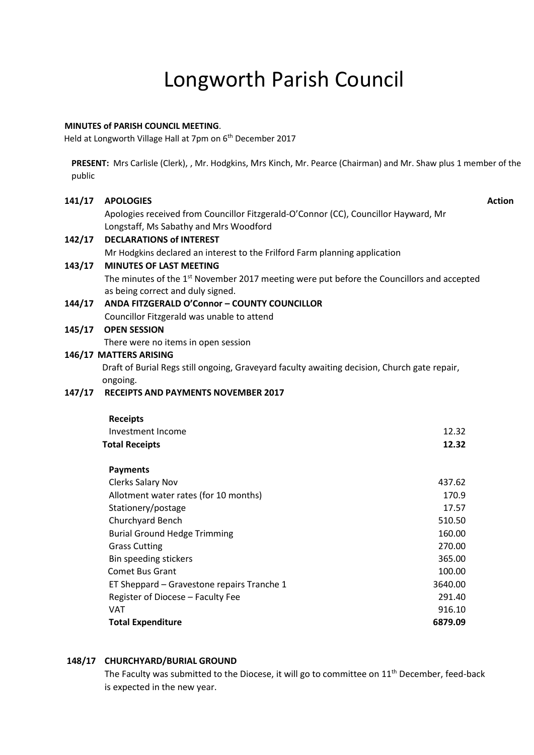# Longworth Parish Council

**MINUTES of PARISH COUNCIL MEETING**.

Held at Longworth Village Hall at 7pm on 6th December 2017

**PRESENT:** Mrs Carlisle (Clerk), , Mr. Hodgkins, Mrs Kinch, Mr. Pearce (Chairman) and Mr. Shaw plus 1 member of the public

**Action**

**141/17 APOLOGIES**

Apologies received from Councillor Fitzgerald-O'Connor (CC), Councillor Hayward, Mr Longstaff, Ms Sabathy and Mrs Woodford

**142/17 DECLARATIONS of INTEREST**

Mr Hodgkins declared an interest to the Frilford Farm planning application

**143/17 MINUTES OF LAST MEETING**

The minutes of the 1st November 2017 meeting were put before the Councillors and accepted as being correct and duly signed.

**144/17 ANDA FITZGERALD O'Connor – COUNTY COUNCILLOR**

Councillor Fitzgerald was unable to attend

**145/17 OPEN SESSION**

There were no items in open session

**146/17 MATTERS ARISING**

Draft of Burial Regs still ongoing, Graveyard faculty awaiting decision, Church gate repair, ongoing.

**147/17 RECEIPTS AND PAYMENTS NOVEMBER 2017**

| | |
|---|---|
| **Receipts** | |
| Investment Income | 12.32 |
| **Total Receipts** | **12.32** |
| | |
| **Payments** | |
| Clerks Salary Nov | 437.62 |
| Allotment water rates (for 10 months) | 170.9 |
| Stationery/postage | 17.57 |
| Churchyard Bench | 510.50 |
| Burial Ground Hedge Trimming | 160.00 |
| Grass Cutting | 270.00 |
| Bin speeding stickers | 365.00 |
| Comet Bus Grant | 100.00 |
| ET Sheppard – Gravestone repairs Tranche 1 | 3640.00 |
| Register of Diocese – Faculty Fee | 291.40 |
| VAT | 916.10 |
| **Total Expenditure** | **6879.09** |

**148/17 CHURCHYARD/BURIAL GROUND**

The Faculty was submitted to the Diocese, it will go to committee on 11th December, feed-back is expected in the new year.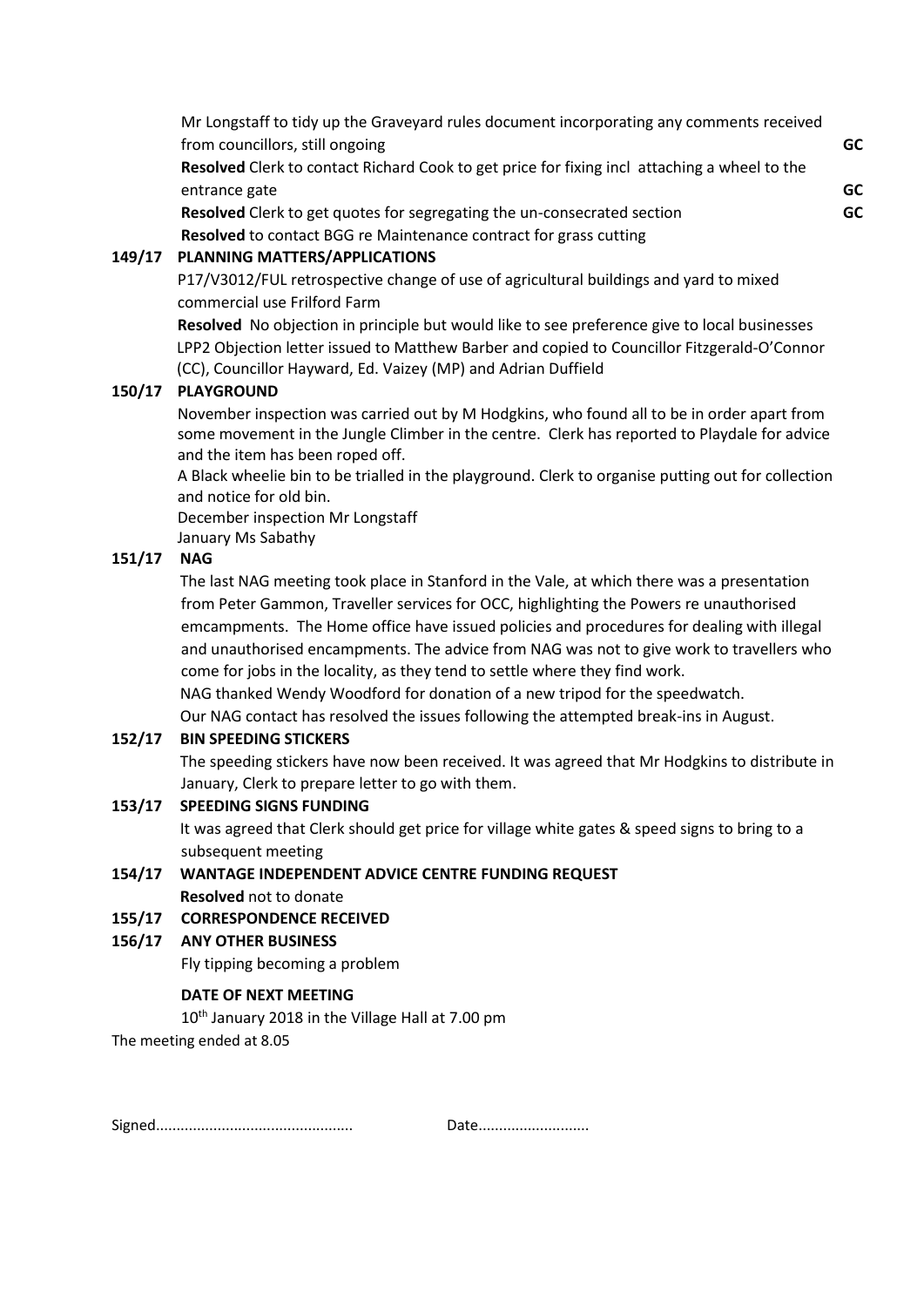Mr Longstaff to tidy up the Graveyard rules document incorporating any comments received from councillors, still ongoing **GC**

**Resolved** Clerk to contact Richard Cook to get price for fixing incl attaching a wheel to the entrance gate **GC**

**Resolved** Clerk to get quotes for segregating the un-consecrated section **GC**

**Resolved** to contact BGG re Maintenance contract for grass cutting

**149/17 PLANNING MATTERS/APPLICATIONS**

P17/V3012/FUL retrospective change of use of agricultural buildings and yard to mixed commercial use Frilford Farm

**Resolved** No objection in principle but would like to see preference give to local businesses

LPP2 Objection letter issued to Matthew Barber and copied to Councillor Fitzgerald-O'Connor (CC), Councillor Hayward, Ed. Vaizey (MP) and Adrian Duffield

**150/17 PLAYGROUND**

November inspection was carried out by M Hodgkins, who found all to be in order apart from some movement in the Jungle Climber in the centre. Clerk has reported to Playdale for advice and the item has been roped off.

A Black wheelie bin to be trialled in the playground. Clerk to organise putting out for collection and notice for old bin.

December inspection Mr Longstaff

January Ms Sabathy

**151/17 NAG**

The last NAG meeting took place in Stanford in the Vale, at which there was a presentation from Peter Gammon, Traveller services for OCC, highlighting the Powers re unauthorised emcampments. The Home office have issued policies and procedures for dealing with illegal and unauthorised encampments. The advice from NAG was not to give work to travellers who come for jobs in the locality, as they tend to settle where they find work.

NAG thanked Wendy Woodford for donation of a new tripod for the speedwatch.

Our NAG contact has resolved the issues following the attempted break-ins in August.

**152/17 BIN SPEEDING STICKERS**

The speeding stickers have now been received. It was agreed that Mr Hodgkins to distribute in January, Clerk to prepare letter to go with them.

**153/17 SPEEDING SIGNS FUNDING**

It was agreed that Clerk should get price for village white gates & speed signs to bring to a subsequent meeting

**154/17 WANTAGE INDEPENDENT ADVICE CENTRE FUNDING REQUEST**

**Resolved** not to donate

**155/17 CORRESPONDENCE RECEIVED**

**156/17 ANY OTHER BUSINESS**

Fly tipping becoming a problem

**DATE OF NEXT MEETING**

10th January 2018 in the Village Hall at 7.00 pm

The meeting ended at 8.05

Signed............................................... Date..........................